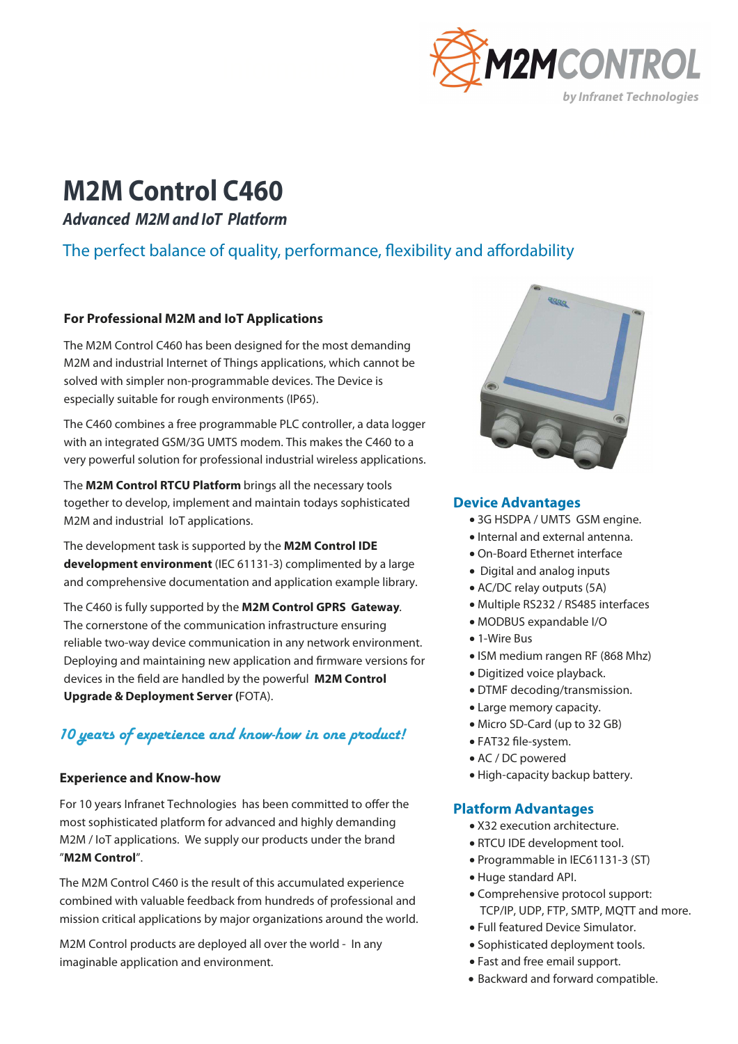M2MCONTROL
by Infranet Technologies

# M2M Control C460

***Advanced M2M and IoT Platform***

## The perfect balance of quality, performance, flexibility and affordability

### For Professional M2M and IoT Applications

The M2M Control C460 has been designed for the most demanding M2M and industrial Internet of Things applications, which cannot be solved with simpler non-programmable devices. The Device is especially suitable for rough environments (IP65).

The C460 combines a free programmable PLC controller, a data logger with an integrated GSM/3G UMTS modem. This makes the C460 to a very powerful solution for professional industrial wireless applications.

The **M2M Control RTCU Platform** brings all the necessary tools together to develop, implement and maintain todays sophisticated M2M and industrial IoT applications.

The development task is supported by the **M2M Control IDE development environment** (IEC 61131-3) complimented by a large and comprehensive documentation and application example library.

The C460 is fully supported by the **M2M Control GPRS Gateway**. The cornerstone of the communication infrastructure ensuring reliable two-way device communication in any network environment. Deploying and maintaining new application and firmware versions for devices in the field are handled by the powerful **M2M Control Upgrade & Deployment Server (**FOTA).

*10 years of experience and know-how in one product!*

### Experience and Know-how

For 10 years Infranet Technologies has been committed to offer the most sophisticated platform for advanced and highly demanding M2M / IoT applications. We supply our products under the brand "**M2M Control**".

The M2M Control C460 is the result of this accumulated experience combined with valuable feedback from hundreds of professional and mission critical applications by major organizations around the world.

M2M Control products are deployed all over the world - In any imaginable application and environment.

### Device Advantages

- 3G HSDPA / UMTS GSM engine.
- Internal and external antenna.
- On-Board Ethernet interface
- Digital and analog inputs
- AC/DC relay outputs (5A)
- Multiple RS232 / RS485 interfaces
- MODBUS expandable I/O
- 1-Wire Bus
- ISM medium rangen RF (868 Mhz)
- Digitized voice playback.
- DTMF decoding/transmission.
- Large memory capacity.
- Micro SD-Card (up to 32 GB)
- FAT32 file-system.
- AC / DC powered
- High-capacity backup battery.

### Platform Advantages

- X32 execution architecture.
- RTCU IDE development tool.
- Programmable in IEC61131-3 (ST)
- Huge standard API.
- Comprehensive protocol support: TCP/IP, UDP, FTP, SMTP, MQTT and more.
- Full featured Device Simulator.
- Sophisticated deployment tools.
- Fast and free email support.
- Backward and forward compatible.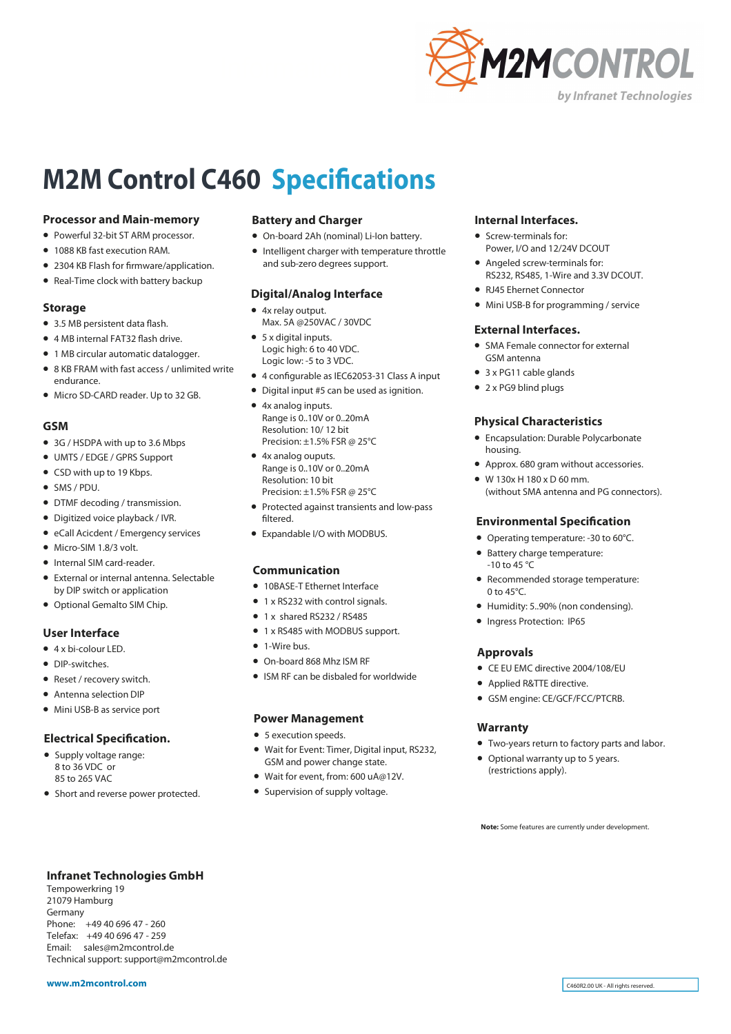M2MCONTROL
by Infranet Technologies

# M2M Control C460 Specifications

## Processor and Main-memory

- Powerful 32-bit ST ARM processor.
- 1088 KB fast execution RAM.
- 2304 KB Flash for firmware/application.
- Real-Time clock with battery backup

## Storage

- 3.5 MB persistent data flash.
- 4 MB internal FAT32 flash drive.
- 1 MB circular automatic datalogger.
- 8 KB FRAM with fast access / unlimited write endurance.
- Micro SD-CARD reader. Up to 32 GB.

## GSM

- 3G / HSDPA with up to 3.6 Mbps
- UMTS / EDGE / GPRS Support
- CSD with up to 19 Kbps.
- SMS / PDU.
- DTMF decoding / transmission.
- Digitized voice playback / IVR.
- eCall Acicdent / Emergency services
- Micro-SIM 1.8/3 volt.
- Internal SIM card-reader.
- External or internal antenna. Selectable by DIP switch or application
- Optional Gemalto SIM Chip.

## User Interface

- 4 x bi-colour LED.
- DIP-switches.
- Reset / recovery switch.
- Antenna selection DIP
- Mini USB-B as service port

## Electrical Specification.

- Supply voltage range:
  8 to 36 VDC or
  85 to 265 VAC
- Short and reverse power protected.

## Battery and Charger

- On-board 2Ah (nominal) Li-Ion battery.
- Intelligent charger with temperature throttle and sub-zero degrees support.

## Digital/Analog Interface

- 4x relay output.
  Max. 5A @250VAC / 30VDC
- 5 x digital inputs.
  Logic high: 6 to 40 VDC.
  Logic low: -5 to 3 VDC.
- 4 configurable as IEC62053-31 Class A input
- Digital input #5 can be used as ignition.
- 4x analog inputs.
  Range is 0..10V or 0..20mA
  Resolution: 10/ 12 bit
  Precision: ±1.5% FSR @ 25°C
- 4x analog ouputs.
  Range is 0..10V or 0..20mA
  Resolution: 10 bit
  Precision: ±1.5% FSR @ 25°C
- Protected against transients and low-pass filtered.
- Expandable I/O with MODBUS.

## Communication

- 10BASE-T Ethernet Interface
- 1 x RS232 with control signals.
- 1 x shared RS232 / RS485
- 1 x RS485 with MODBUS support.
- 1-Wire bus.
- On-board 868 Mhz ISM RF
- ISM RF can be disbaled for worldwide

## Power Management

- 5 execution speeds.
- Wait for Event: Timer, Digital input, RS232, GSM and power change state.
- Wait for event, from: 600 uA@12V.
- Supervision of supply voltage.

## Internal Interfaces.

- Screw-terminals for:
  Power, I/O and 12/24V DCOUT
- Angeled screw-terminals for:
  RS232, RS485, 1-Wire and 3.3V DCOUT.
- RJ45 Ehernet Connector
- Mini USB-B for programming / service

## External Interfaces.

- SMA Female connector for external GSM antenna
- 3 x PG11 cable glands
- 2 x PG9 blind plugs

## Physical Characteristics

- Encapsulation: Durable Polycarbonate housing.
- Approx. 680 gram without accessories.
- W 130x H 180 x D 60 mm.
  (without SMA antenna and PG connectors).

## Environmental Specification

- Operating temperature: -30 to 60°C.
- Battery charge temperature:
  -10 to 45 °C
- Recommended storage temperature:
  0 to 45°C.
- Humidity: 5..90% (non condensing).
- Ingress Protection: IP65

## Approvals

- CE EU EMC directive 2004/108/EU
- Applied R&TTE directive.
- GSM engine: CE/GCF/FCC/PTCRB.

## Warranty

- Two-years return to factory parts and labor.
- Optional warranty up to 5 years.
  (restrictions apply).

**Note:** Some features are currently under development.

**Infranet Technologies GmbH**
Tempowerkring 19
21079 Hamburg
Germany
Phone: +49 40 696 47 - 260
Telefax: +49 40 696 47 - 259
Email: sales@m2mcontrol.de
Technical support: support@m2mcontrol.de

**www.m2mcontrol.com**

C460R2.00 UK - All rights reserved.